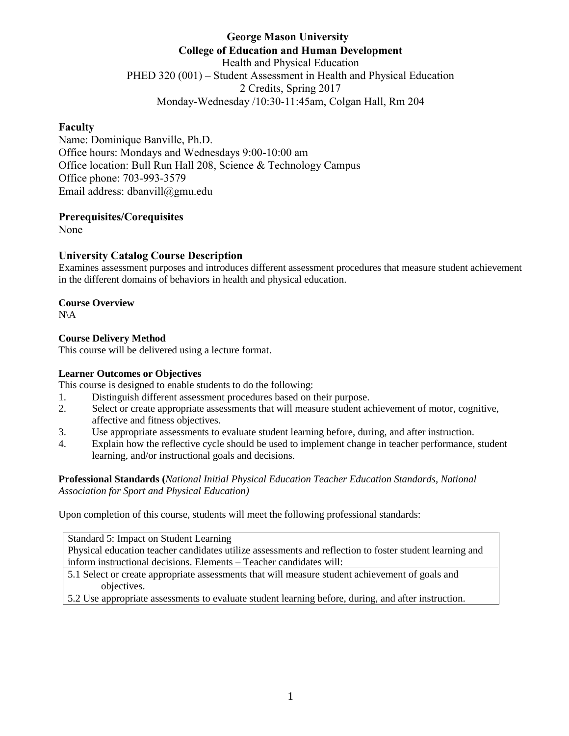**George Mason University**
**College of Education and Human Development**
Health and Physical Education
PHED 320 (001) – Student Assessment in Health and Physical Education
2 Credits, Spring 2017
Monday-Wednesday /10:30-11:45am, Colgan Hall, Rm 204

## Faculty

Name: Dominique Banville, Ph.D.
Office hours: Mondays and Wednesdays 9:00-10:00 am
Office location: Bull Run Hall 208, Science & Technology Campus
Office phone: 703-993-3579
Email address: dbanvill@gmu.edu

## Prerequisites/Corequisites

None

## University Catalog Course Description

Examines assessment purposes and introduces different assessment procedures that measure student achievement in the different domains of behaviors in health and physical education.

### Course Overview

N\A

### Course Delivery Method

This course will be delivered using a lecture format.

### Learner Outcomes or Objectives

This course is designed to enable students to do the following:

1. Distinguish different assessment procedures based on their purpose.
2. Select or create appropriate assessments that will measure student achievement of motor, cognitive, affective and fitness objectives.
3. Use appropriate assessments to evaluate student learning before, during, and after instruction.
4. Explain how the reflective cycle should be used to implement change in teacher performance, student learning, and/or instructional goals and decisions.

**Professional Standards (***National Initial Physical Education Teacher Education Standards, National Association for Sport and Physical Education)*

Upon completion of this course, students will meet the following professional standards:

| Standard 5: Impact on Student Learning<br>Physical education teacher candidates utilize assessments and reflection to foster student learning and inform instructional decisions. Elements – Teacher candidates will: |
|---|
| 5.1 Select or create appropriate assessments that will measure student achievement of goals and objectives. |
| 5.2 Use appropriate assessments to evaluate student learning before, during, and after instruction. |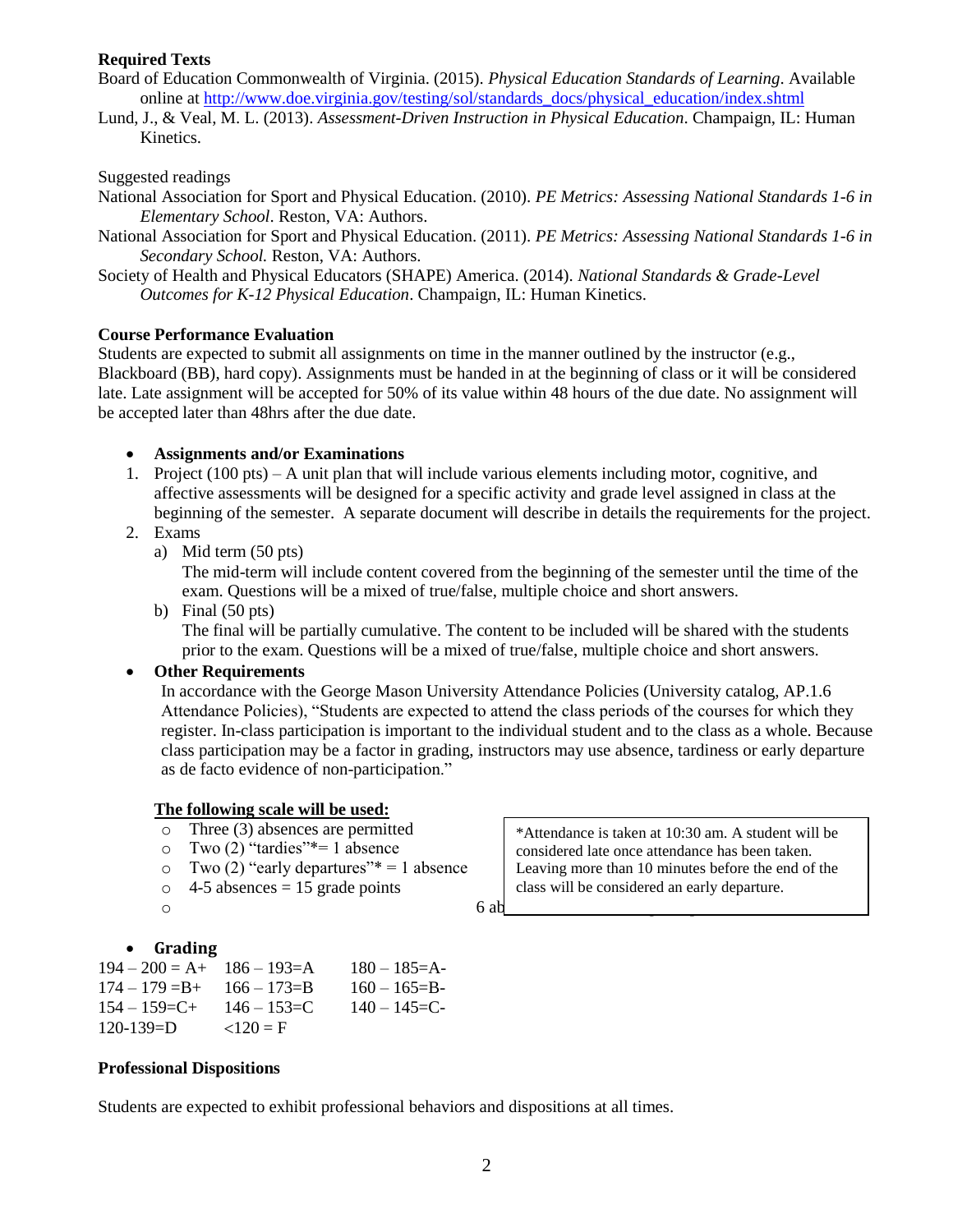**Required Texts**

Board of Education Commonwealth of Virginia. (2015). *Physical Education Standards of Learning*. Available online at http://www.doe.virginia.gov/testing/sol/standards_docs/physical_education/index.shtml

Lund, J., & Veal, M. L. (2013). *Assessment-Driven Instruction in Physical Education*. Champaign, IL: Human Kinetics.

Suggested readings

National Association for Sport and Physical Education. (2010). *PE Metrics: Assessing National Standards 1-6 in Elementary School*. Reston, VA: Authors.

National Association for Sport and Physical Education. (2011). *PE Metrics: Assessing National Standards 1-6 in Secondary School.* Reston, VA: Authors.

Society of Health and Physical Educators (SHAPE) America. (2014). *National Standards & Grade-Level Outcomes for K-12 Physical Education*. Champaign, IL: Human Kinetics.

**Course Performance Evaluation**

Students are expected to submit all assignments on time in the manner outlined by the instructor (e.g., Blackboard (BB), hard copy). Assignments must be handed in at the beginning of class or it will be considered late. Late assignment will be accepted for 50% of its value within 48 hours of the due date. No assignment will be accepted later than 48hrs after the due date.

- **Assignments and/or Examinations**

1. Project (100 pts) – A unit plan that will include various elements including motor, cognitive, and affective assessments will be designed for a specific activity and grade level assigned in class at the beginning of the semester. A separate document will describe in details the requirements for the project.
2. Exams
   a) Mid term (50 pts)
   The mid-term will include content covered from the beginning of the semester until the time of the exam. Questions will be a mixed of true/false, multiple choice and short answers.
   b) Final (50 pts)
   The final will be partially cumulative. The content to be included will be shared with the students prior to the exam. Questions will be a mixed of true/false, multiple choice and short answers.

- **Other Requirements**

  In accordance with the George Mason University Attendance Policies (University catalog, AP.1.6 Attendance Policies), "Students are expected to attend the class periods of the courses for which they register. In-class participation is important to the individual student and to the class as a whole. Because class participation may be a factor in grading, instructors may use absence, tardiness or early departure as de facto evidence of non-participation."

  **The following scale will be used:**

  - Three (3) absences are permitted
  - Two (2) "tardies"*= 1 absence
  - Two (2) "early departures"* = 1 absence
  - 4-5 absences = 15 grade points
  - 6 ab

  *Attendance is taken at 10:30 am. A student will be considered late once attendance has been taken. Leaving more than 10 minutes before the end of the class will be considered an early departure.

- **Grading**

| | | |
|---|---|---|
| 194 – 200 = A+ | 186 – 193=A | 180 – 185=A- |
| 174 – 179 =B+ | 166 – 173=B | 160 – 165=B- |
| 154 – 159=C+ | 146 – 153=C | 140 – 145=C- |
| 120-139=D | <120 = F | |

**Professional Dispositions**

Students are expected to exhibit professional behaviors and dispositions at all times.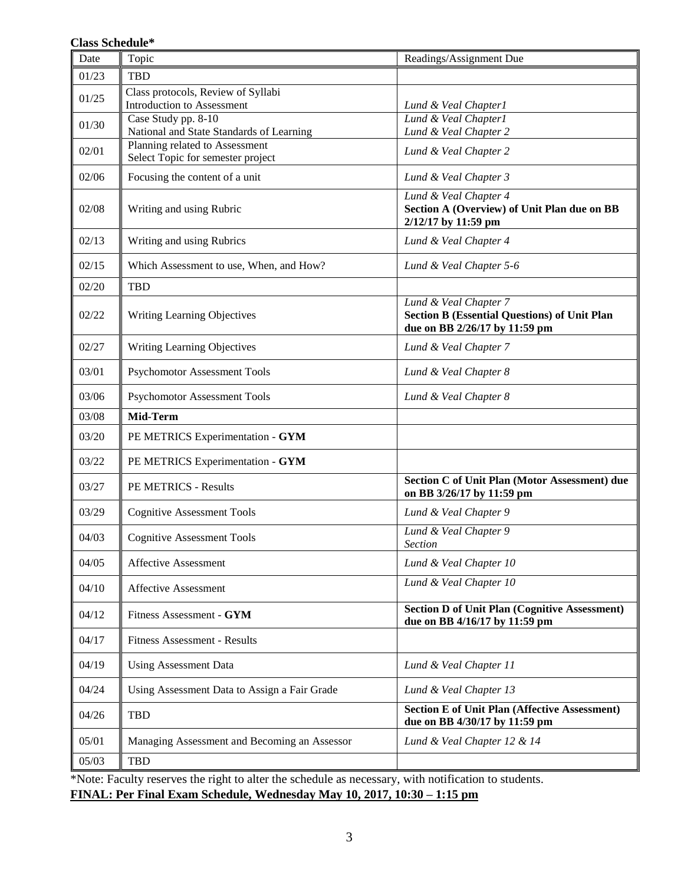**Class Schedule***

| Date | Topic | Readings/Assignment Due |
|---|---|---|
| 01/23 | TBD | |
| 01/25 | Class protocols, Review of Syllabi<br>Introduction to Assessment | *Lund & Veal Chapter1* |
| 01/30 | Case Study pp. 8-10<br>National and State Standards of Learning | *Lund & Veal Chapter1*<br>*Lund & Veal Chapter 2* |
| 02/01 | Planning related to Assessment<br>Select Topic for semester project | *Lund & Veal Chapter 2* |
| 02/06 | Focusing the content of a unit | *Lund & Veal Chapter 3* |
| 02/08 | Writing and using Rubric | *Lund & Veal Chapter 4*<br>**Section A (Overview) of Unit Plan due on BB 2/12/17 by 11:59 pm** |
| 02/13 | Writing and using Rubrics | *Lund & Veal Chapter 4* |
| 02/15 | Which Assessment to use, When, and How? | *Lund & Veal Chapter 5-6* |
| 02/20 | TBD | |
| 02/22 | Writing Learning Objectives | *Lund & Veal Chapter 7*<br>**Section B (Essential Questions) of Unit Plan due on BB 2/26/17 by 11:59 pm** |
| 02/27 | Writing Learning Objectives | *Lund & Veal Chapter 7* |
| 03/01 | Psychomotor Assessment Tools | *Lund & Veal Chapter 8* |
| 03/06 | Psychomotor Assessment Tools | *Lund & Veal Chapter 8* |
| 03/08 | **Mid-Term** | |
| 03/20 | PE METRICS Experimentation - **GYM** | |
| 03/22 | PE METRICS Experimentation - **GYM** | |
| 03/27 | PE METRICS - Results | **Section C of Unit Plan (Motor Assessment) due on BB 3/26/17 by 11:59 pm** |
| 03/29 | Cognitive Assessment Tools | *Lund & Veal Chapter 9* |
| 04/03 | Cognitive Assessment Tools | *Lund & Veal Chapter 9*<br>*Section* |
| 04/05 | Affective Assessment | *Lund & Veal Chapter 10* |
| 04/10 | Affective Assessment | *Lund & Veal Chapter 10* |
| 04/12 | Fitness Assessment - **GYM** | **Section D of Unit Plan (Cognitive Assessment) due on BB 4/16/17 by 11:59 pm** |
| 04/17 | Fitness Assessment - Results | |
| 04/19 | Using Assessment Data | *Lund & Veal Chapter 11* |
| 04/24 | Using Assessment Data to Assign a Fair Grade | *Lund & Veal Chapter 13* |
| 04/26 | TBD | **Section E of Unit Plan (Affective Assessment) due on BB 4/30/17 by 11:59 pm** |
| 05/01 | Managing Assessment and Becoming an Assessor | *Lund & Veal Chapter 12 & 14* |
| 05/03 | TBD | |

*Note: Faculty reserves the right to alter the schedule as necessary, with notification to students.

**FINAL: Per Final Exam Schedule, Wednesday May 10, 2017, 10:30 – 1:15 pm**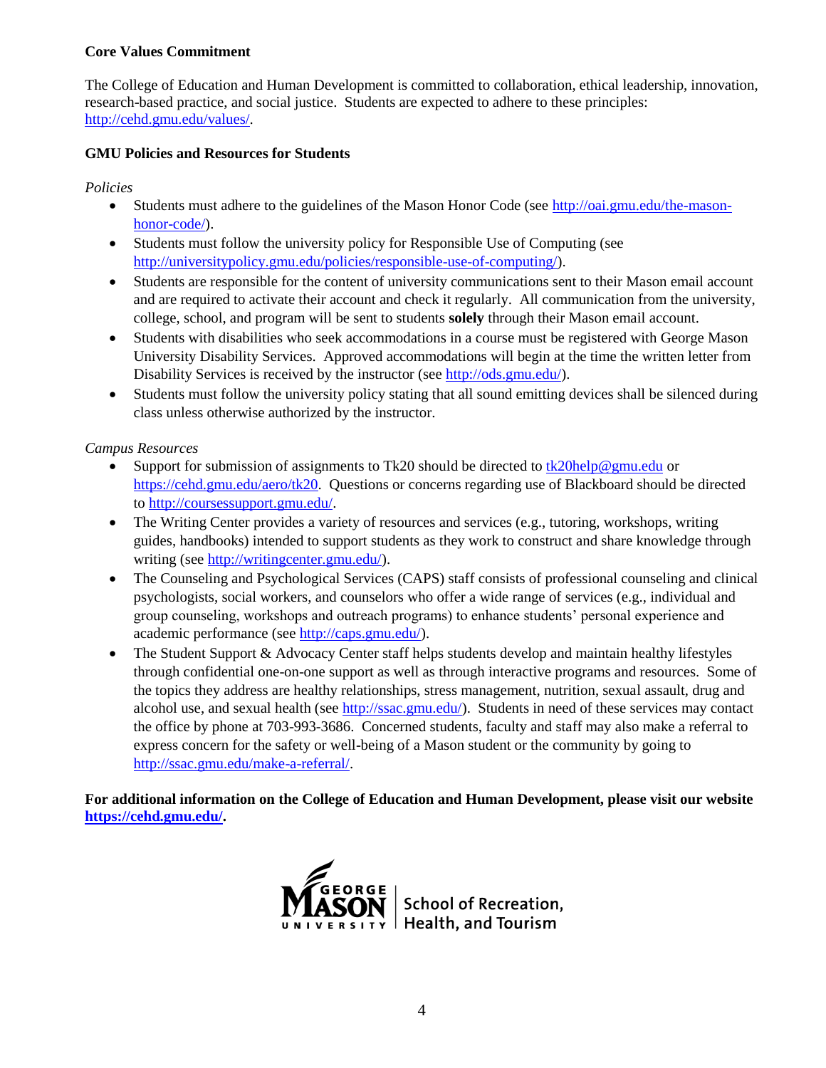**Core Values Commitment**

The College of Education and Human Development is committed to collaboration, ethical leadership, innovation, research-based practice, and social justice. Students are expected to adhere to these principles: http://cehd.gmu.edu/values/.

**GMU Policies and Resources for Students**

*Policies*

- Students must adhere to the guidelines of the Mason Honor Code (see http://oai.gmu.edu/the-mason-honor-code/).
- Students must follow the university policy for Responsible Use of Computing (see http://universitypolicy.gmu.edu/policies/responsible-use-of-computing/).
- Students are responsible for the content of university communications sent to their Mason email account and are required to activate their account and check it regularly. All communication from the university, college, school, and program will be sent to students **solely** through their Mason email account.
- Students with disabilities who seek accommodations in a course must be registered with George Mason University Disability Services. Approved accommodations will begin at the time the written letter from Disability Services is received by the instructor (see http://ods.gmu.edu/).
- Students must follow the university policy stating that all sound emitting devices shall be silenced during class unless otherwise authorized by the instructor.

*Campus Resources*

- Support for submission of assignments to Tk20 should be directed to tk20help@gmu.edu or https://cehd.gmu.edu/aero/tk20. Questions or concerns regarding use of Blackboard should be directed to http://coursessupport.gmu.edu/.
- The Writing Center provides a variety of resources and services (e.g., tutoring, workshops, writing guides, handbooks) intended to support students as they work to construct and share knowledge through writing (see http://writingcenter.gmu.edu/).
- The Counseling and Psychological Services (CAPS) staff consists of professional counseling and clinical psychologists, social workers, and counselors who offer a wide range of services (e.g., individual and group counseling, workshops and outreach programs) to enhance students' personal experience and academic performance (see http://caps.gmu.edu/).
- The Student Support & Advocacy Center staff helps students develop and maintain healthy lifestyles through confidential one-on-one support as well as through interactive programs and resources. Some of the topics they address are healthy relationships, stress management, nutrition, sexual assault, drug and alcohol use, and sexual health (see http://ssac.gmu.edu/). Students in need of these services may contact the office by phone at 703-993-3686. Concerned students, faculty and staff may also make a referral to express concern for the safety or well-being of a Mason student or the community by going to http://ssac.gmu.edu/make-a-referral/.

**For additional information on the College of Education and Human Development, please visit our website https://cehd.gmu.edu/.**

GEORGE MASON UNIVERSITY | School of Recreation, Health, and Tourism